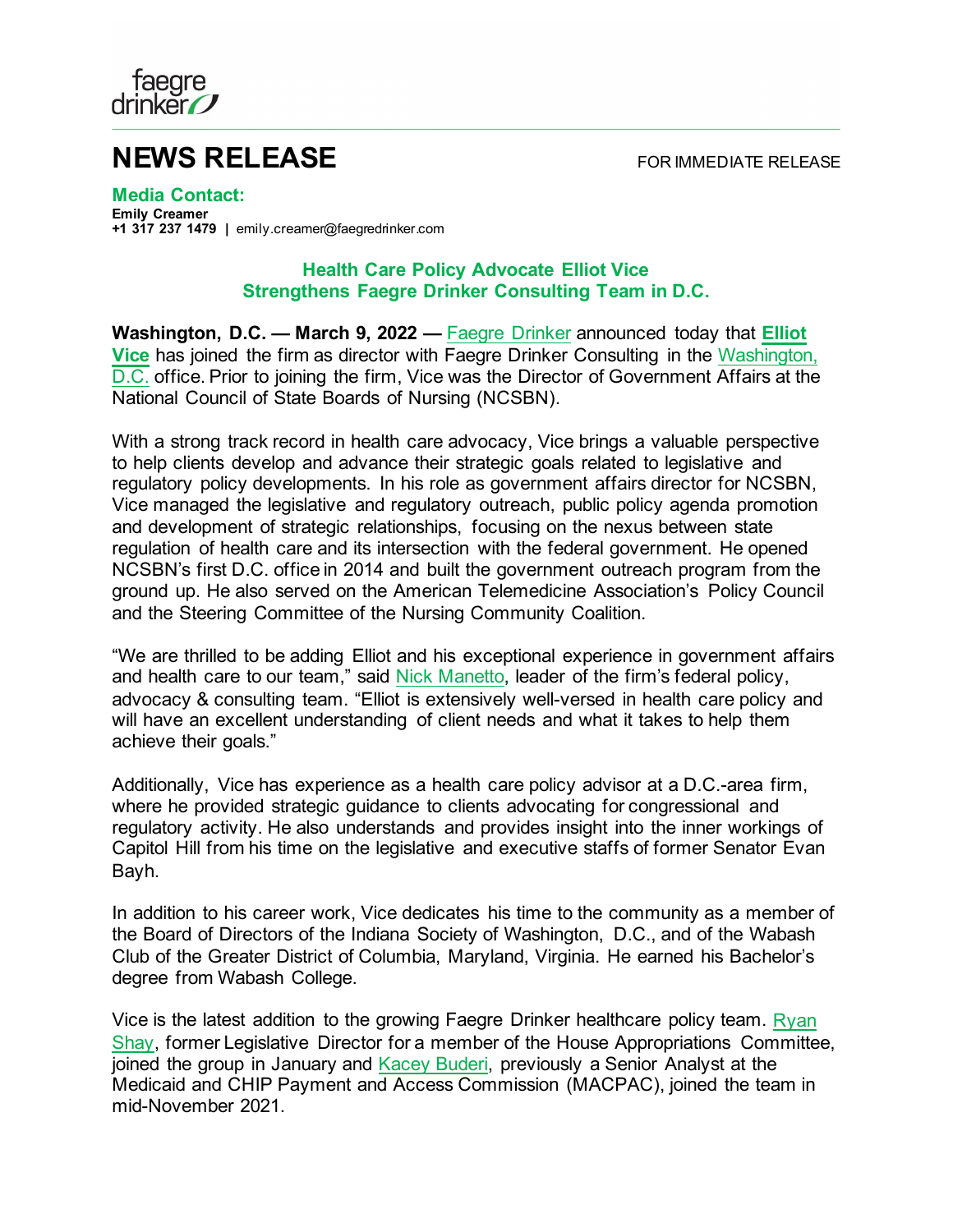faegre drinker

# NEWS RELEASE

FOR IMMEDIATE RELEASE

**Media Contact:**
**Emily Creamer**
**+1 317 237 1479** | emily.creamer@faegredrinker.com

## Health Care Policy Advocate Elliot Vice Strengthens Faegre Drinker Consulting Team in D.C.

**Washington, D.C. — March 9, 2022 —** Faegre Drinker announced today that **Elliot Vice** has joined the firm as director with Faegre Drinker Consulting in the Washington, D.C. office. Prior to joining the firm, Vice was the Director of Government Affairs at the National Council of State Boards of Nursing (NCSBN).

With a strong track record in health care advocacy, Vice brings a valuable perspective to help clients develop and advance their strategic goals related to legislative and regulatory policy developments. In his role as government affairs director for NCSBN, Vice managed the legislative and regulatory outreach, public policy agenda promotion and development of strategic relationships, focusing on the nexus between state regulation of health care and its intersection with the federal government. He opened NCSBN's first D.C. office in 2014 and built the government outreach program from the ground up. He also served on the American Telemedicine Association's Policy Council and the Steering Committee of the Nursing Community Coalition.

"We are thrilled to be adding Elliot and his exceptional experience in government affairs and health care to our team," said Nick Manetto, leader of the firm's federal policy, advocacy & consulting team. "Elliot is extensively well-versed in health care policy and will have an excellent understanding of client needs and what it takes to help them achieve their goals."

Additionally, Vice has experience as a health care policy advisor at a D.C.-area firm, where he provided strategic guidance to clients advocating for congressional and regulatory activity. He also understands and provides insight into the inner workings of Capitol Hill from his time on the legislative and executive staffs of former Senator Evan Bayh.

In addition to his career work, Vice dedicates his time to the community as a member of the Board of Directors of the Indiana Society of Washington, D.C., and of the Wabash Club of the Greater District of Columbia, Maryland, Virginia. He earned his Bachelor's degree from Wabash College.

Vice is the latest addition to the growing Faegre Drinker healthcare policy team. Ryan Shay, former Legislative Director for a member of the House Appropriations Committee, joined the group in January and Kacey Buderi, previously a Senior Analyst at the Medicaid and CHIP Payment and Access Commission (MACPAC), joined the team in mid-November 2021.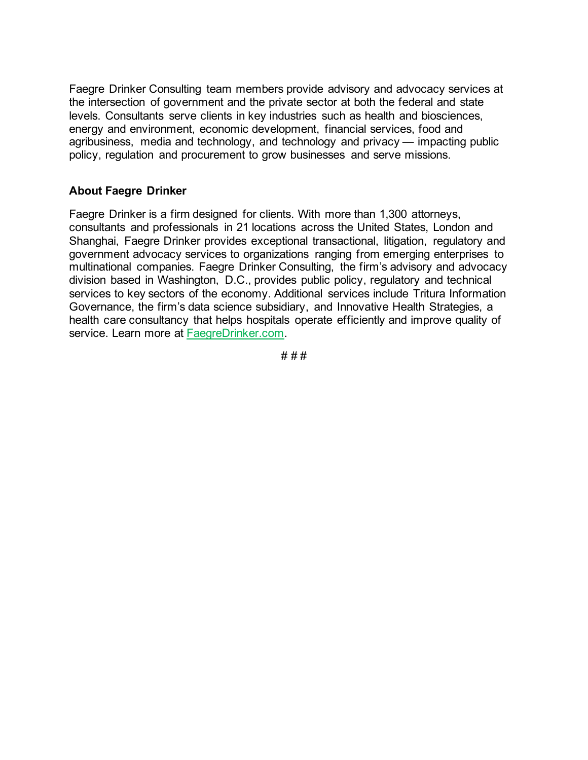Faegre Drinker Consulting team members provide advisory and advocacy services at the intersection of government and the private sector at both the federal and state levels. Consultants serve clients in key industries such as health and biosciences, energy and environment, economic development, financial services, food and agribusiness, media and technology, and technology and privacy — impacting public policy, regulation and procurement to grow businesses and serve missions.

**About Faegre Drinker**

Faegre Drinker is a firm designed for clients. With more than 1,300 attorneys, consultants and professionals in 21 locations across the United States, London and Shanghai, Faegre Drinker provides exceptional transactional, litigation, regulatory and government advocacy services to organizations ranging from emerging enterprises to multinational companies. Faegre Drinker Consulting, the firm's advisory and advocacy division based in Washington, D.C., provides public policy, regulatory and technical services to key sectors of the economy. Additional services include Tritura Information Governance, the firm's data science subsidiary, and Innovative Health Strategies, a health care consultancy that helps hospitals operate efficiently and improve quality of service. Learn more at FaegreDrinker.com.

# # #